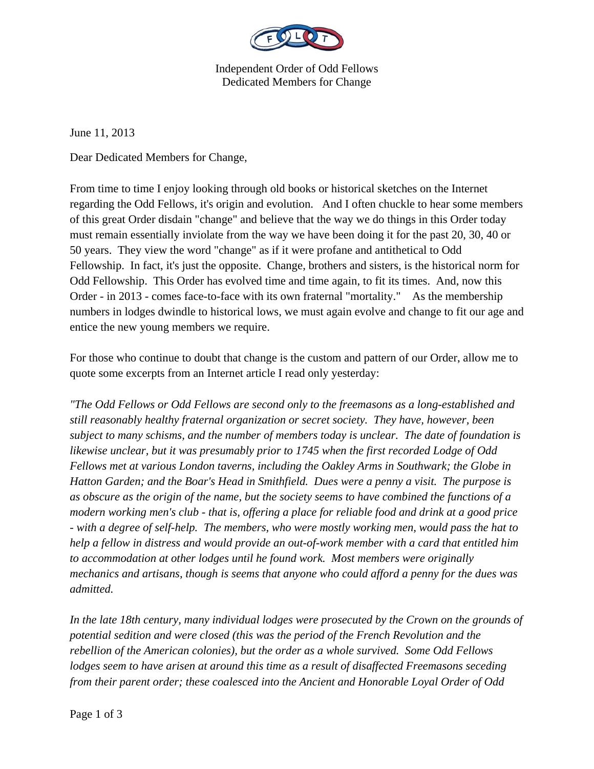Independent Order of Odd Fellows
Dedicated Members for Change

June 11, 2013

Dear Dedicated Members for Change,

From time to time I enjoy looking through old books or historical sketches on the Internet regarding the Odd Fellows, it's origin and evolution. And I often chuckle to hear some members of this great Order disdain "change" and believe that the way we do things in this Order today must remain essentially inviolate from the way we have been doing it for the past 20, 30, 40 or 50 years. They view the word "change" as if it were profane and antithetical to Odd Fellowship. In fact, it's just the opposite. Change, brothers and sisters, is the historical norm for Odd Fellowship. This Order has evolved time and time again, to fit its times. And, now this Order - in 2013 - comes face-to-face with its own fraternal "mortality." As the membership numbers in lodges dwindle to historical lows, we must again evolve and change to fit our age and entice the new young members we require.

For those who continue to doubt that change is the custom and pattern of our Order, allow me to quote some excerpts from an Internet article I read only yesterday:

*"The Odd Fellows or Odd Fellows are second only to the freemasons as a long-established and still reasonably healthy fraternal organization or secret society. They have, however, been subject to many schisms, and the number of members today is unclear. The date of foundation is likewise unclear, but it was presumably prior to 1745 when the first recorded Lodge of Odd Fellows met at various London taverns, including the Oakley Arms in Southwark; the Globe in Hatton Garden; and the Boar's Head in Smithfield. Dues were a penny a visit. The purpose is as obscure as the origin of the name, but the society seems to have combined the functions of a modern working men's club - that is, offering a place for reliable food and drink at a good price - with a degree of self-help. The members, who were mostly working men, would pass the hat to help a fellow in distress and would provide an out-of-work member with a card that entitled him to accommodation at other lodges until he found work. Most members were originally mechanics and artisans, though is seems that anyone who could afford a penny for the dues was admitted.*

*In the late 18th century, many individual lodges were prosecuted by the Crown on the grounds of potential sedition and were closed (this was the period of the French Revolution and the rebellion of the American colonies), but the order as a whole survived. Some Odd Fellows lodges seem to have arisen at around this time as a result of disaffected Freemasons seceding from their parent order; these coalesced into the Ancient and Honorable Loyal Order of Odd*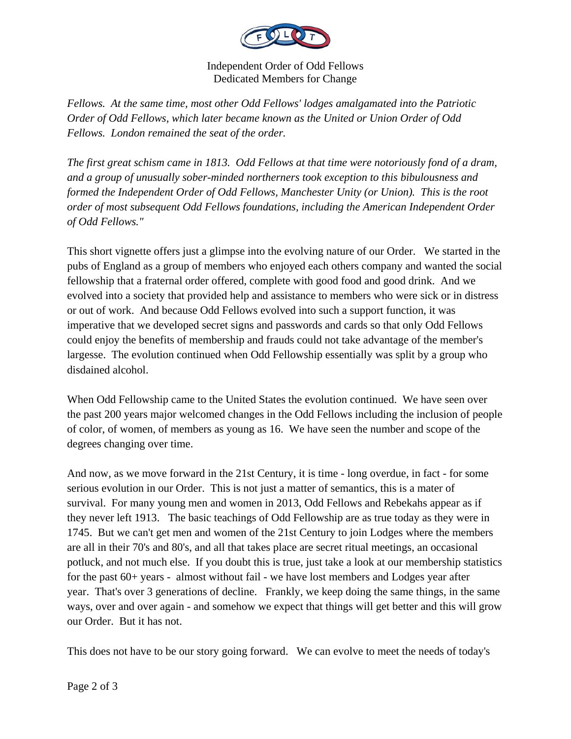*Fellows. At the same time, most other Odd Fellows' lodges amalgamated into the Patriotic Order of Odd Fellows, which later became known as the United or Union Order of Odd Fellows. London remained the seat of the order.*

*The first great schism came in 1813. Odd Fellows at that time were notoriously fond of a dram, and a group of unusually sober-minded northerners took exception to this bibulousness and formed the Independent Order of Odd Fellows, Manchester Unity (or Union). This is the root order of most subsequent Odd Fellows foundations, including the American Independent Order of Odd Fellows."*

This short vignette offers just a glimpse into the evolving nature of our Order. We started in the pubs of England as a group of members who enjoyed each others company and wanted the social fellowship that a fraternal order offered, complete with good food and good drink. And we evolved into a society that provided help and assistance to members who were sick or in distress or out of work. And because Odd Fellows evolved into such a support function, it was imperative that we developed secret signs and passwords and cards so that only Odd Fellows could enjoy the benefits of membership and frauds could not take advantage of the member's largesse. The evolution continued when Odd Fellowship essentially was split by a group who disdained alcohol.

When Odd Fellowship came to the United States the evolution continued. We have seen over the past 200 years major welcomed changes in the Odd Fellows including the inclusion of people of color, of women, of members as young as 16. We have seen the number and scope of the degrees changing over time.

And now, as we move forward in the 21st Century, it is time - long overdue, in fact - for some serious evolution in our Order. This is not just a matter of semantics, this is a mater of survival. For many young men and women in 2013, Odd Fellows and Rebekahs appear as if they never left 1913. The basic teachings of Odd Fellowship are as true today as they were in 1745. But we can't get men and women of the 21st Century to join Lodges where the members are all in their 70's and 80's, and all that takes place are secret ritual meetings, an occasional potluck, and not much else. If you doubt this is true, just take a look at our membership statistics for the past 60+ years - almost without fail - we have lost members and Lodges year after year. That's over 3 generations of decline. Frankly, we keep doing the same things, in the same ways, over and over again - and somehow we expect that things will get better and this will grow our Order. But it has not.

This does not have to be our story going forward. We can evolve to meet the needs of today's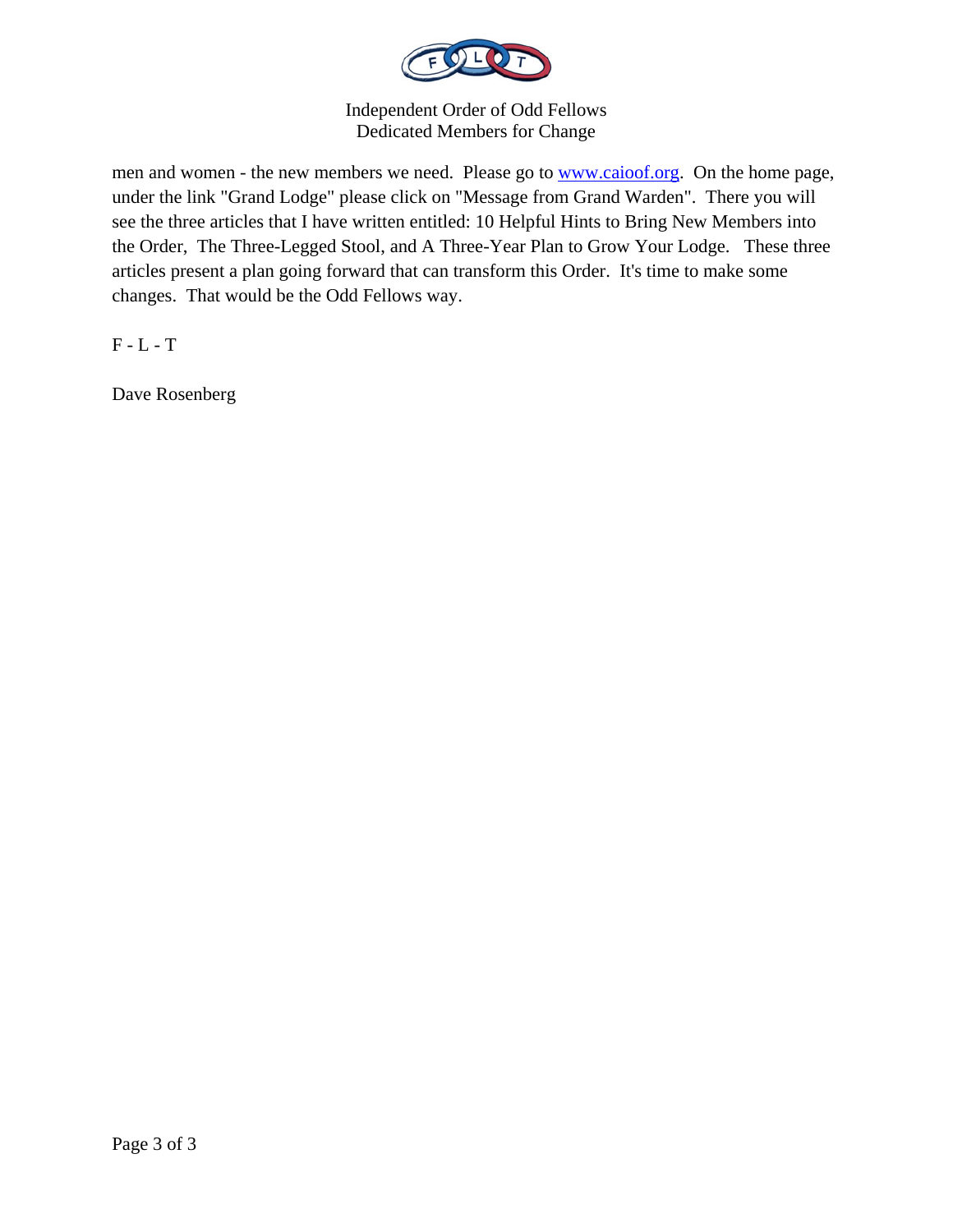men and women - the new members we need. Please go to [www.caioof.org](http://www.caioof.org). On the home page, under the link "Grand Lodge" please click on "Message from Grand Warden". There you will see the three articles that I have written entitled: 10 Helpful Hints to Bring New Members into the Order, The Three-Legged Stool, and A Three-Year Plan to Grow Your Lodge. These three articles present a plan going forward that can transform this Order. It's time to make some changes. That would be the Odd Fellows way.

F - L - T

Dave Rosenberg